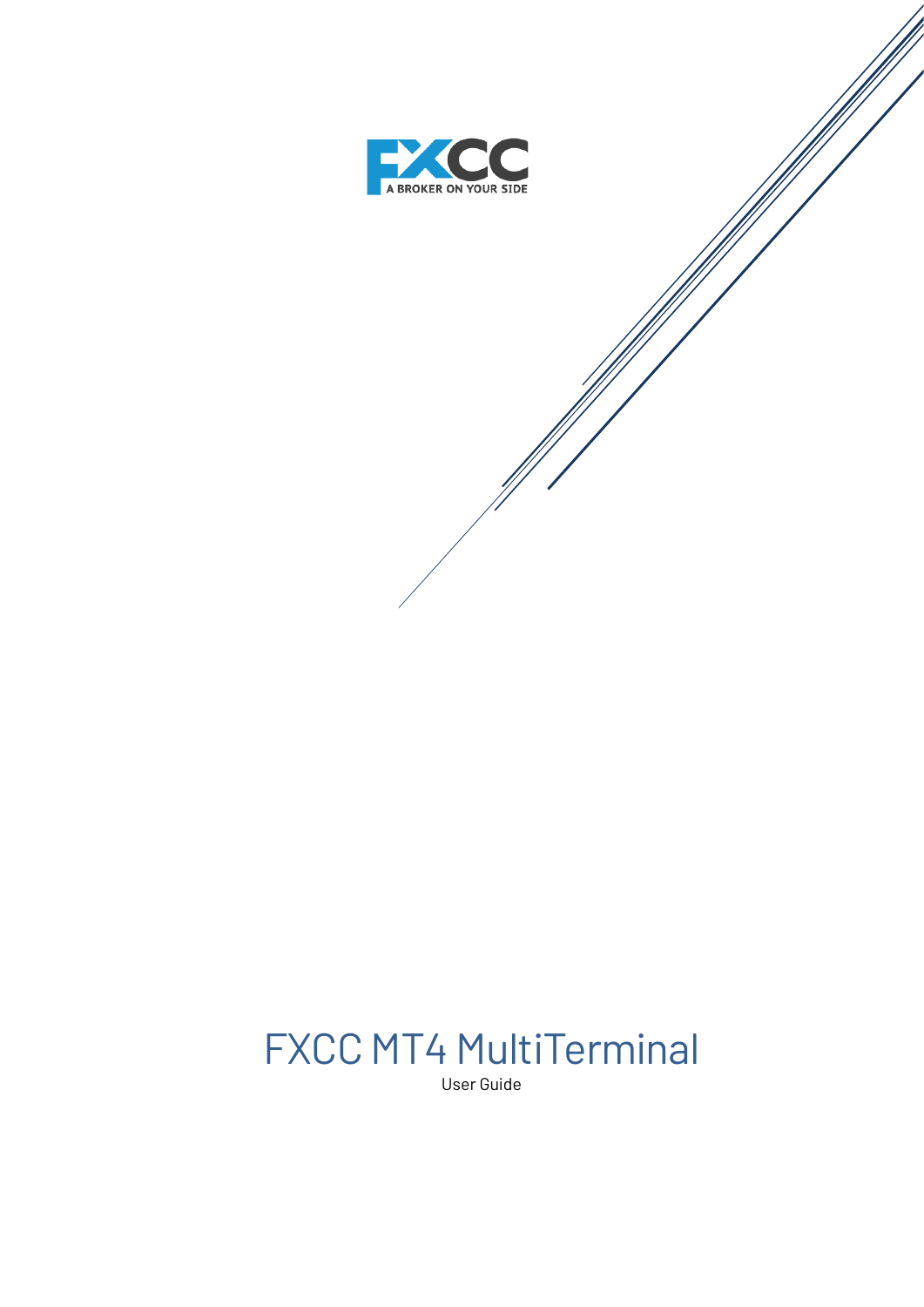FXCC

A BROKER ON YOUR SIDE

# FXCC MT4 MultiTerminal

User Guide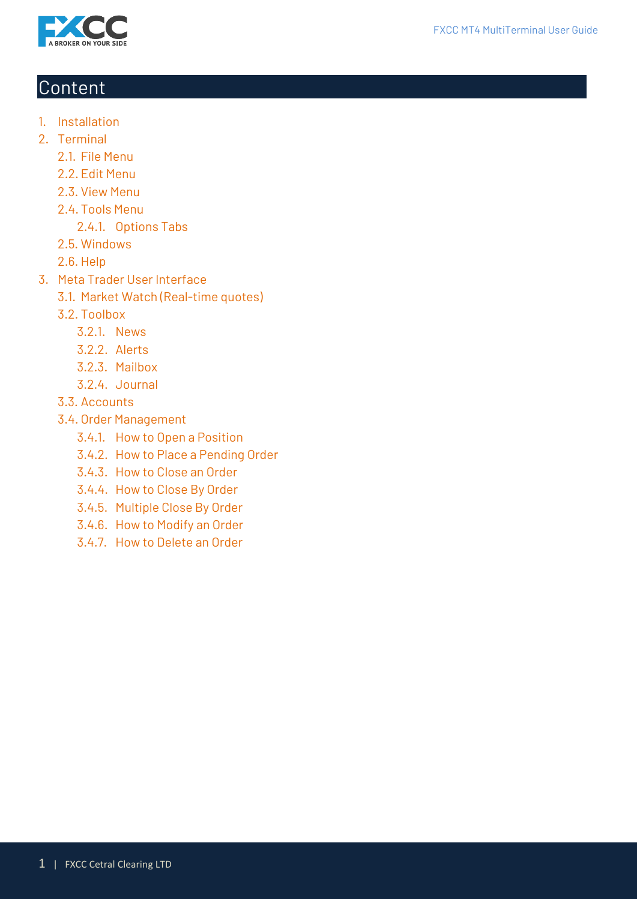# Content

1. Installation
2. Terminal
   - 2.1. File Menu
   - 2.2. Edit Menu
   - 2.3. View Menu
   - 2.4. Tools Menu
     - 2.4.1. Options Tabs
   - 2.5. Windows
   - 2.6. Help
3. Meta Trader User Interface
   - 3.1. Market Watch (Real-time quotes)
   - 3.2. Toolbox
     - 3.2.1. News
     - 3.2.2. Alerts
     - 3.2.3. Mailbox
     - 3.2.4. Journal
   - 3.3. Accounts
   - 3.4. Order Management
     - 3.4.1. How to Open a Position
     - 3.4.2. How to Place a Pending Order
     - 3.4.3. How to Close an Order
     - 3.4.4. How to Close By Order
     - 3.4.5. Multiple Close By Order
     - 3.4.6. How to Modify an Order
     - 3.4.7. How to Delete an Order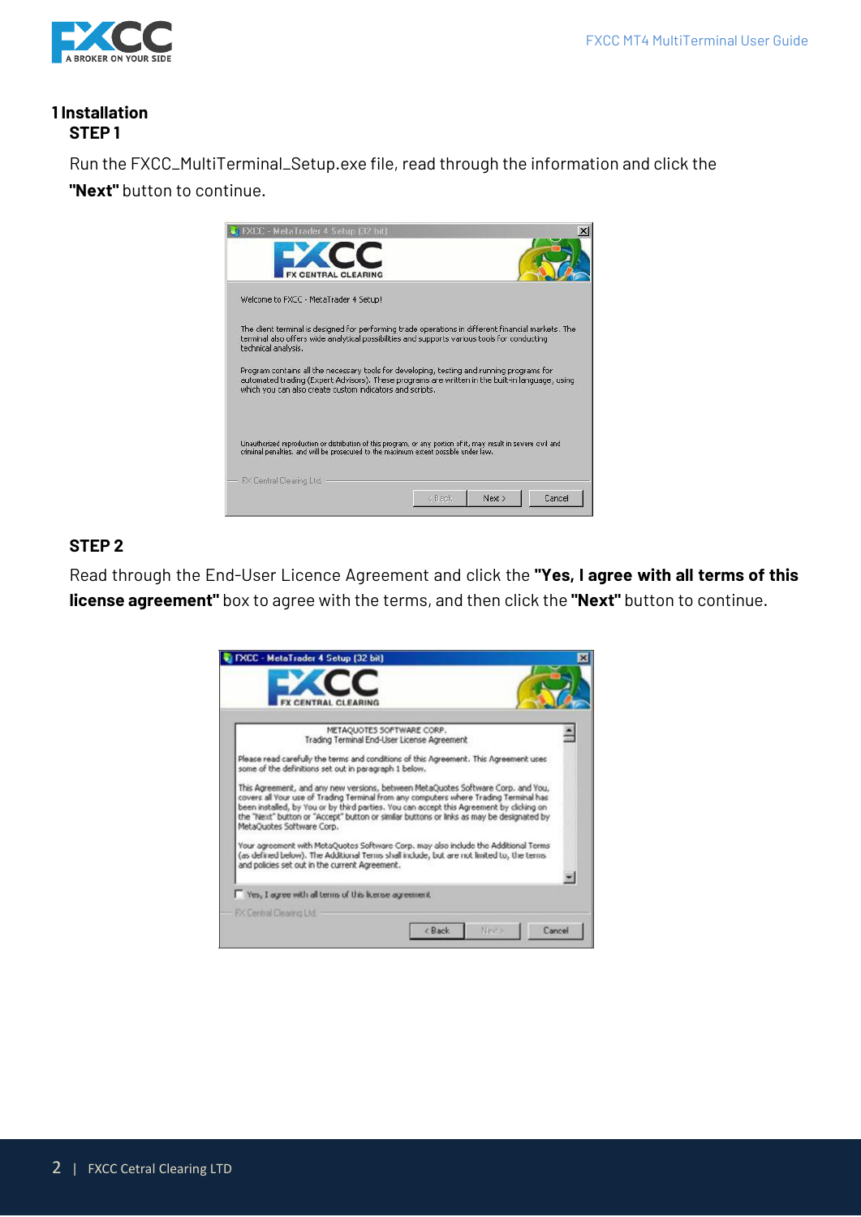# 1 Installation

## STEP 1

Run the FXCC_MultiTerminal_Setup.exe file, read through the information and click the **"Next"** button to continue.

## STEP 2

Read through the End-User Licence Agreement and click the **"Yes, I agree with all terms of this license agreement"** box to agree with the terms, and then click the **"Next"** button to continue.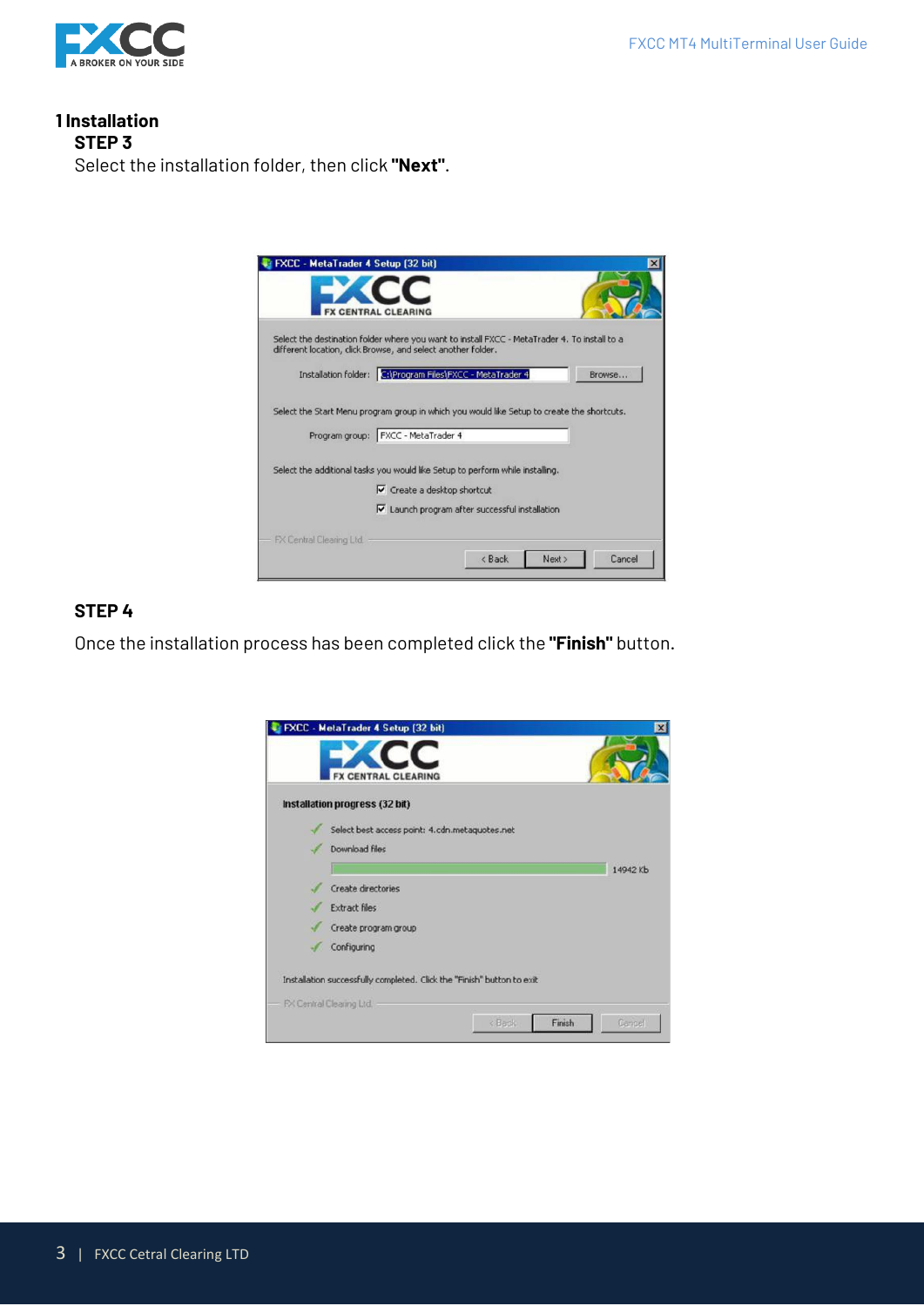# 1 Installation

## STEP 3

Select the installation folder, then click **"Next"**.

## STEP 4

Once the installation process has been completed click the **"Finish"** button.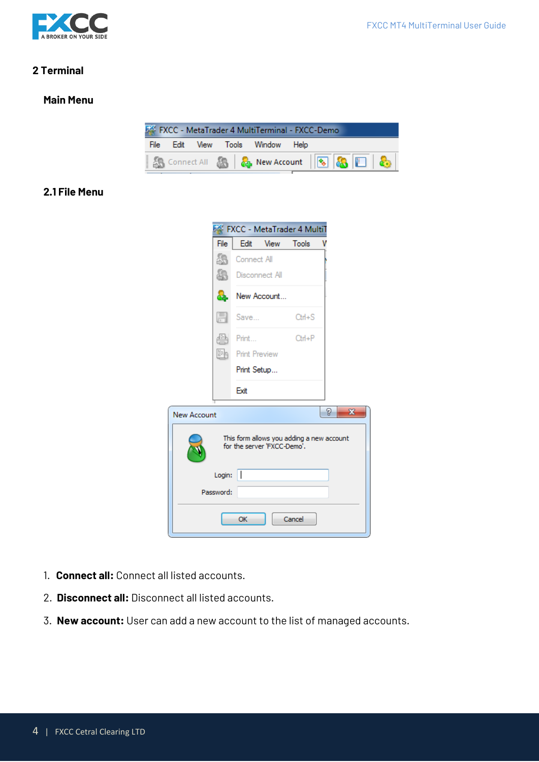## 2 Terminal

### Main Menu

### 2.1 File Menu

1. **Connect all:** Connect all listed accounts.
2. **Disconnect all:** Disconnect all listed accounts.
3. **New account:** User can add a new account to the list of managed accounts.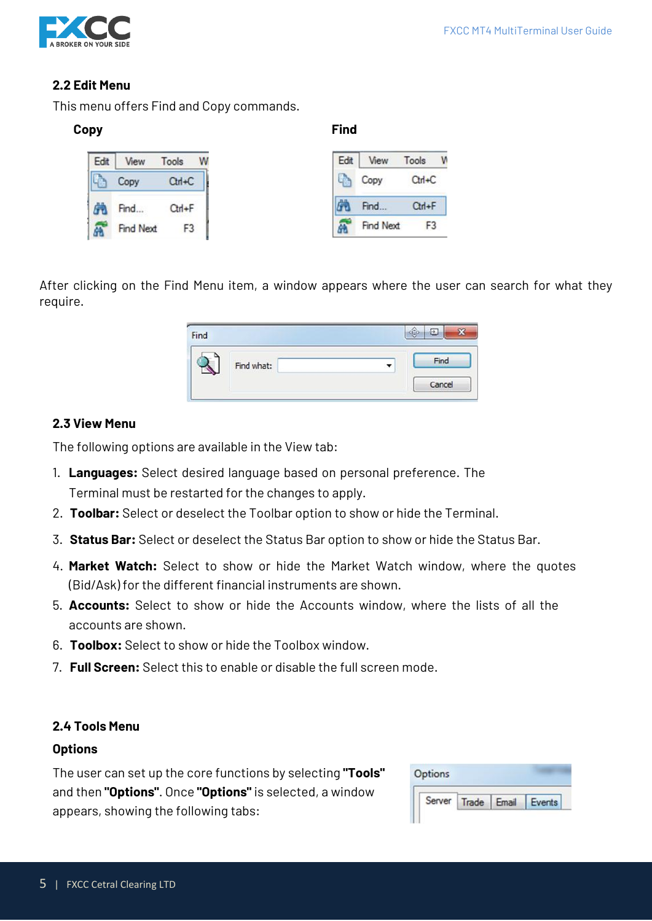## 2.2 Edit Menu

This menu offers Find and Copy commands.

**Copy** **Find**

After clicking on the Find Menu item, a window appears where the user can search for what they require.

## 2.3 View Menu

The following options are available in the View tab:

1. **Languages:** Select desired language based on personal preference. The Terminal must be restarted for the changes to apply.
2. **Toolbar:** Select or deselect the Toolbar option to show or hide the Terminal.
3. **Status Bar:** Select or deselect the Status Bar option to show or hide the Status Bar.
4. **Market Watch:** Select to show or hide the Market Watch window, where the quotes (Bid/Ask) for the different financial instruments are shown.
5. **Accounts:** Select to show or hide the Accounts window, where the lists of all the accounts are shown.
6. **Toolbox:** Select to show or hide the Toolbox window.
7. **Full Screen:** Select this to enable or disable the full screen mode.

## 2.4 Tools Menu

### Options

The user can set up the core functions by selecting **"Tools"** and then **"Options"**. Once **"Options"** is selected, a window appears, showing the following tabs: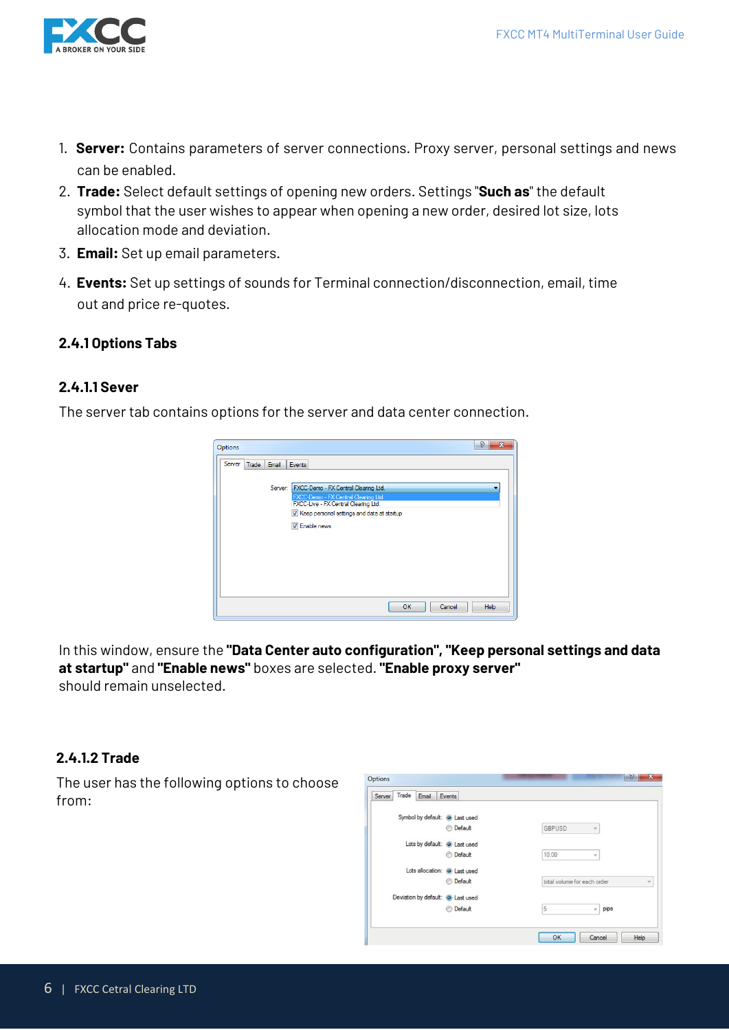1. **Server:** Contains parameters of server connections. Proxy server, personal settings and news can be enabled.
2. **Trade:** Select default settings of opening new orders. Settings "**Such as**" the default symbol that the user wishes to appear when opening a new order, desired lot size, lots allocation mode and deviation.
3. **Email:** Set up email parameters.
4. **Events:** Set up settings of sounds for Terminal connection/disconnection, email, time out and price re-quotes.

### 2.4.1 Options Tabs

#### 2.4.1.1 Sever

The server tab contains options for the server and data center connection.

In this window, ensure the **"Data Center auto configuration", "Keep personal settings and data at startup"** and **"Enable news"** boxes are selected. **"Enable proxy server"** should remain unselected.

#### 2.4.1.2 Trade

The user has the following options to choose from: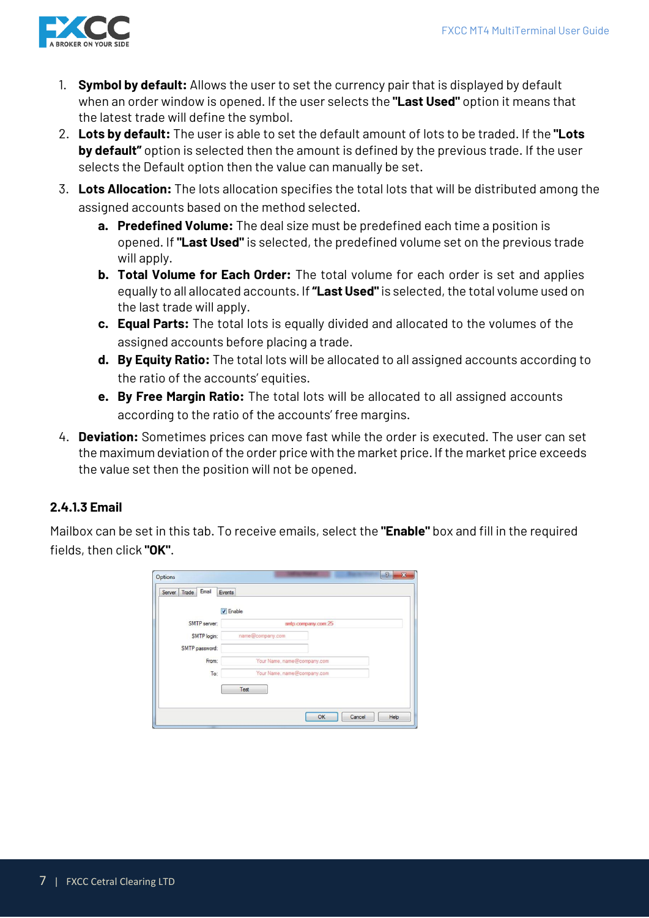1. **Symbol by default:** Allows the user to set the currency pair that is displayed by default when an order window is opened. If the user selects the **"Last Used"** option it means that the latest trade will define the symbol.
2. **Lots by default:** The user is able to set the default amount of lots to be traded. If the **"Lots by default"** option is selected then the amount is defined by the previous trade. If the user selects the Default option then the value can manually be set.
3. **Lots Allocation:** The lots allocation specifies the total lots that will be distributed among the assigned accounts based on the method selected.
   a. **Predefined Volume:** The deal size must be predefined each time a position is opened. If **"Last Used"** is selected, the predefined volume set on the previous trade will apply.
   b. **Total Volume for Each Order:** The total volume for each order is set and applies equally to all allocated accounts. If **"Last Used"** is selected, the total volume used on the last trade will apply.
   c. **Equal Parts:** The total lots is equally divided and allocated to the volumes of the assigned accounts before placing a trade.
   d. **By Equity Ratio:** The total lots will be allocated to all assigned accounts according to the ratio of the accounts' equities.
   e. **By Free Margin Ratio:** The total lots will be allocated to all assigned accounts according to the ratio of the accounts' free margins.
4. **Deviation:** Sometimes prices can move fast while the order is executed. The user can set the maximum deviation of the order price with the market price. If the market price exceeds the value set then the position will not be opened.

### 2.4.1.3 Email

Mailbox can be set in this tab. To receive emails, select the **"Enable"** box and fill in the required fields, then click **"OK"**.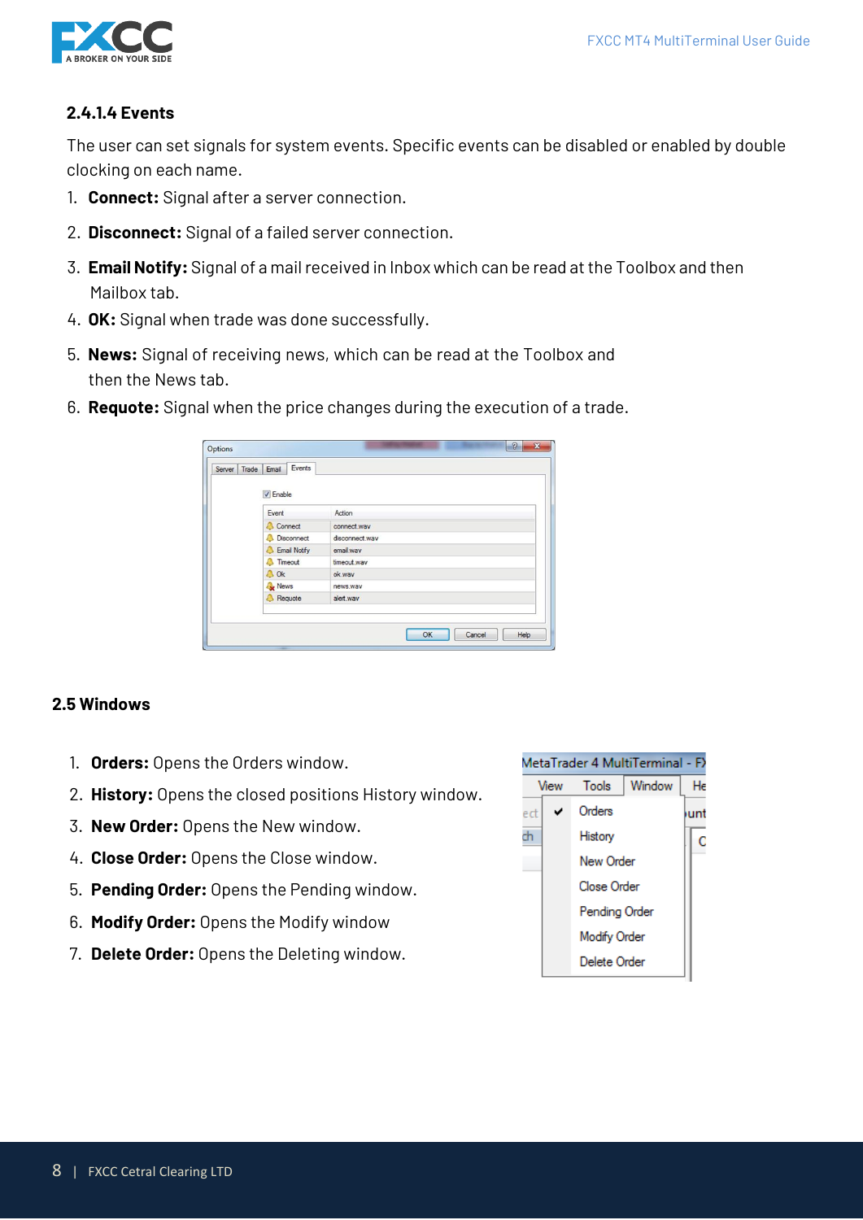#### 2.4.1.4 Events

The user can set signals for system events. Specific events can be disabled or enabled by double clocking on each name.

1. **Connect:** Signal after a server connection.
2. **Disconnect:** Signal of a failed server connection.
3. **Email Notify:** Signal of a mail received in Inbox which can be read at the Toolbox and then Mailbox tab.
4. **OK:** Signal when trade was done successfully.
5. **News:** Signal of receiving news, which can be read at the Toolbox and then the News tab.
6. **Requote:** Signal when the price changes during the execution of a trade.

### 2.5 Windows

1. **Orders:** Opens the Orders window.
2. **History:** Opens the closed positions History window.
3. **New Order:** Opens the New window.
4. **Close Order:** Opens the Close window.
5. **Pending Order:** Opens the Pending window.
6. **Modify Order:** Opens the Modify window
7. **Delete Order:** Opens the Deleting window.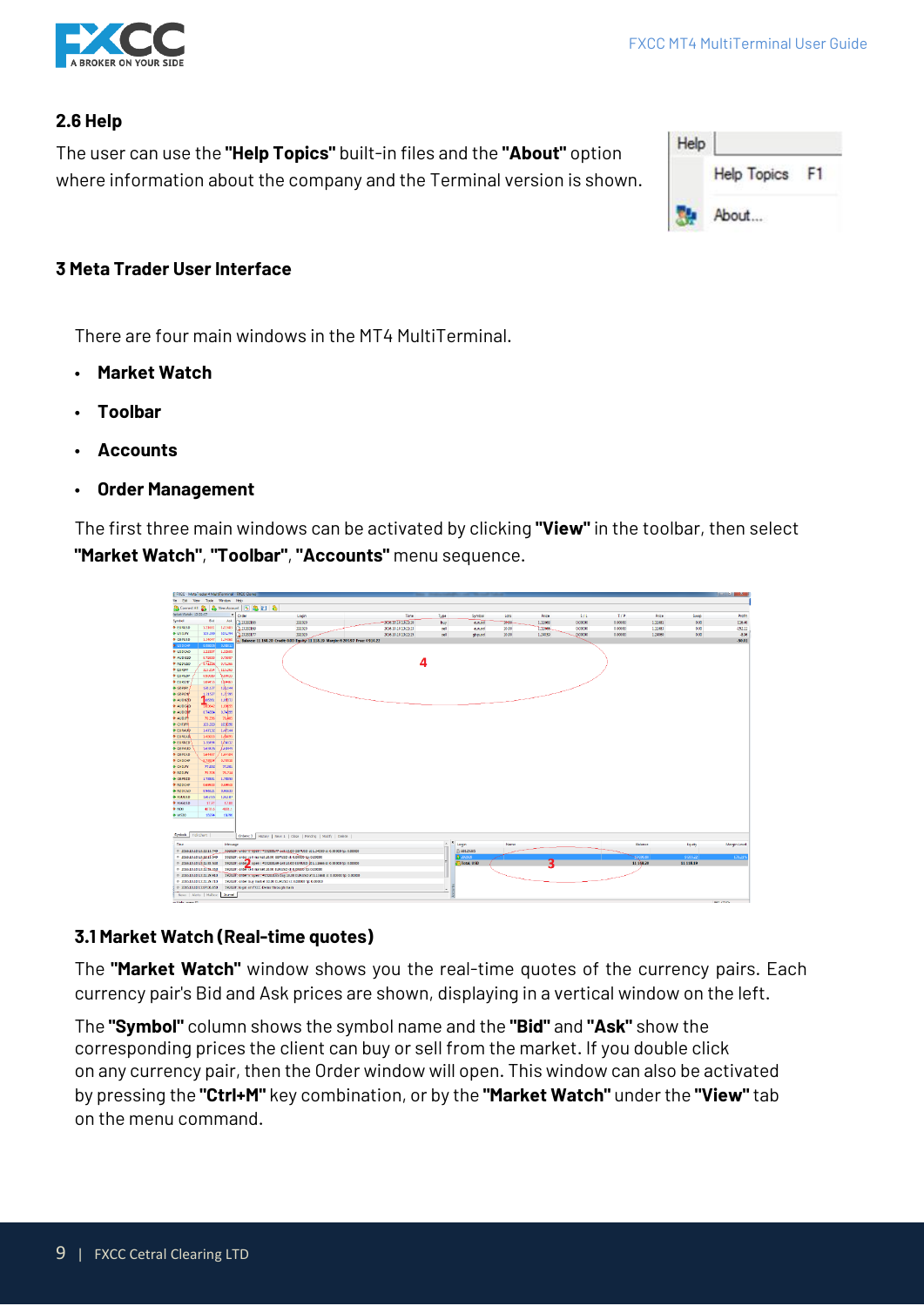### 2.6 Help

The user can use the **"Help Topics"** built-in files and the **"About"** option where information about the company and the Terminal version is shown.

## 3 Meta Trader User Interface

There are four main windows in the MT4 MultiTerminal.

- **Market Watch**
- **Toolbar**
- **Accounts**
- **Order Management**

The first three main windows can be activated by clicking **"View"** in the toolbar, then select **"Market Watch"**, **"Toolbar"**, **"Accounts"** menu sequence.

### 3.1 Market Watch (Real-time quotes)

The **"Market Watch"** window shows you the real-time quotes of the currency pairs. Each currency pair's Bid and Ask prices are shown, displaying in a vertical window on the left.

The **"Symbol"** column shows the symbol name and the **"Bid"** and **"Ask"** show the corresponding prices the client can buy or sell from the market. If you double click on any currency pair, then the Order window will open. This window can also be activated by pressing the **"Ctrl+M"** key combination, or by the **"Market Watch"** under the **"View"** tab on the menu command.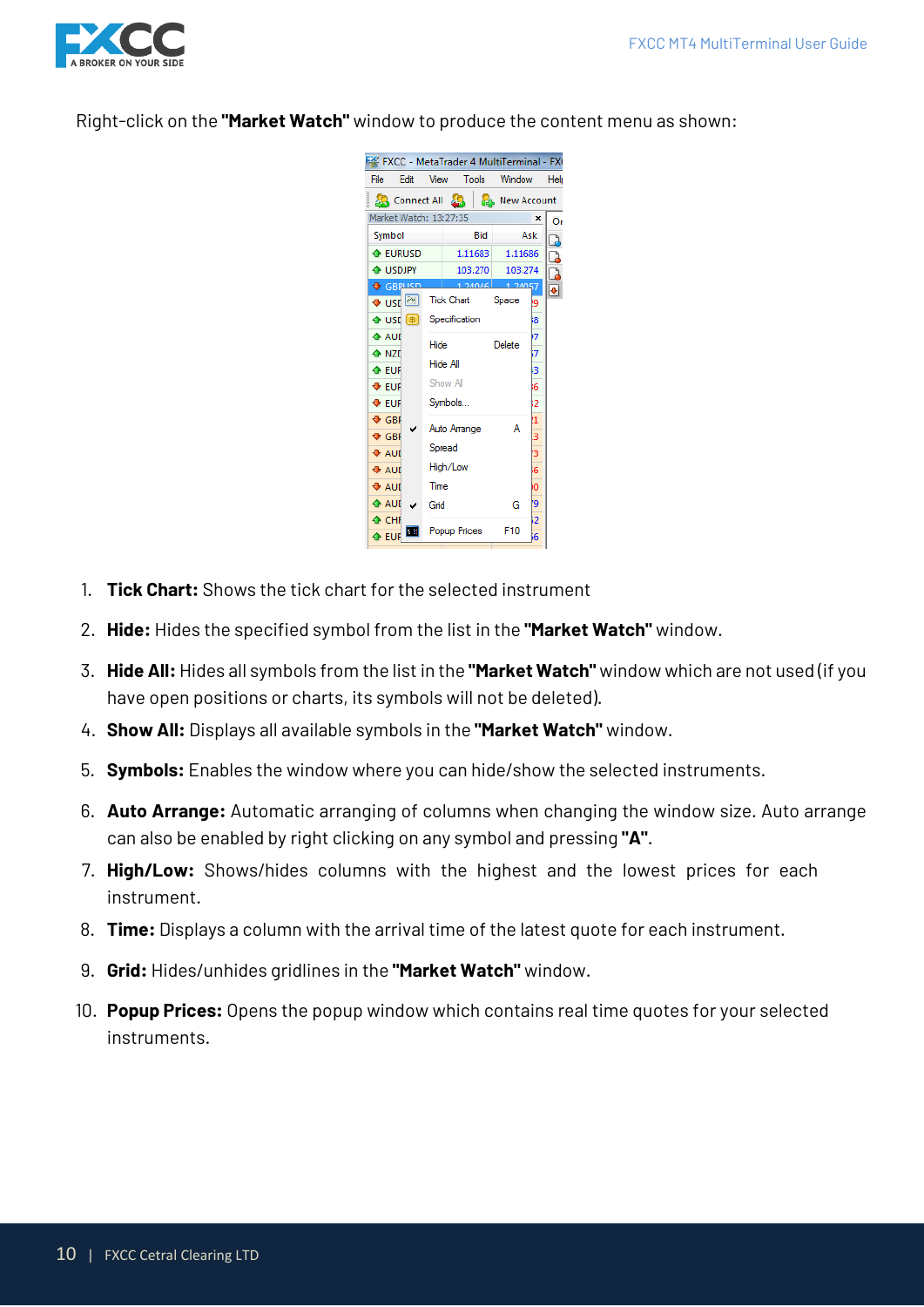Right-click on the **"Market Watch"** window to produce the content menu as shown:

1. **Tick Chart:** Shows the tick chart for the selected instrument
2. **Hide:** Hides the specified symbol from the list in the **"Market Watch"** window.
3. **Hide All:** Hides all symbols from the list in the **"Market Watch"** window which are not used (if you have open positions or charts, its symbols will not be deleted).
4. **Show All:** Displays all available symbols in the **"Market Watch"** window.
5. **Symbols:** Enables the window where you can hide/show the selected instruments.
6. **Auto Arrange:** Automatic arranging of columns when changing the window size. Auto arrange can also be enabled by right clicking on any symbol and pressing **"A"**.
7. **High/Low:** Shows/hides columns with the highest and the lowest prices for each instrument.
8. **Time:** Displays a column with the arrival time of the latest quote for each instrument.
9. **Grid:** Hides/unhides gridlines in the **"Market Watch"** window.
10. **Popup Prices:** Opens the popup window which contains real time quotes for your selected instruments.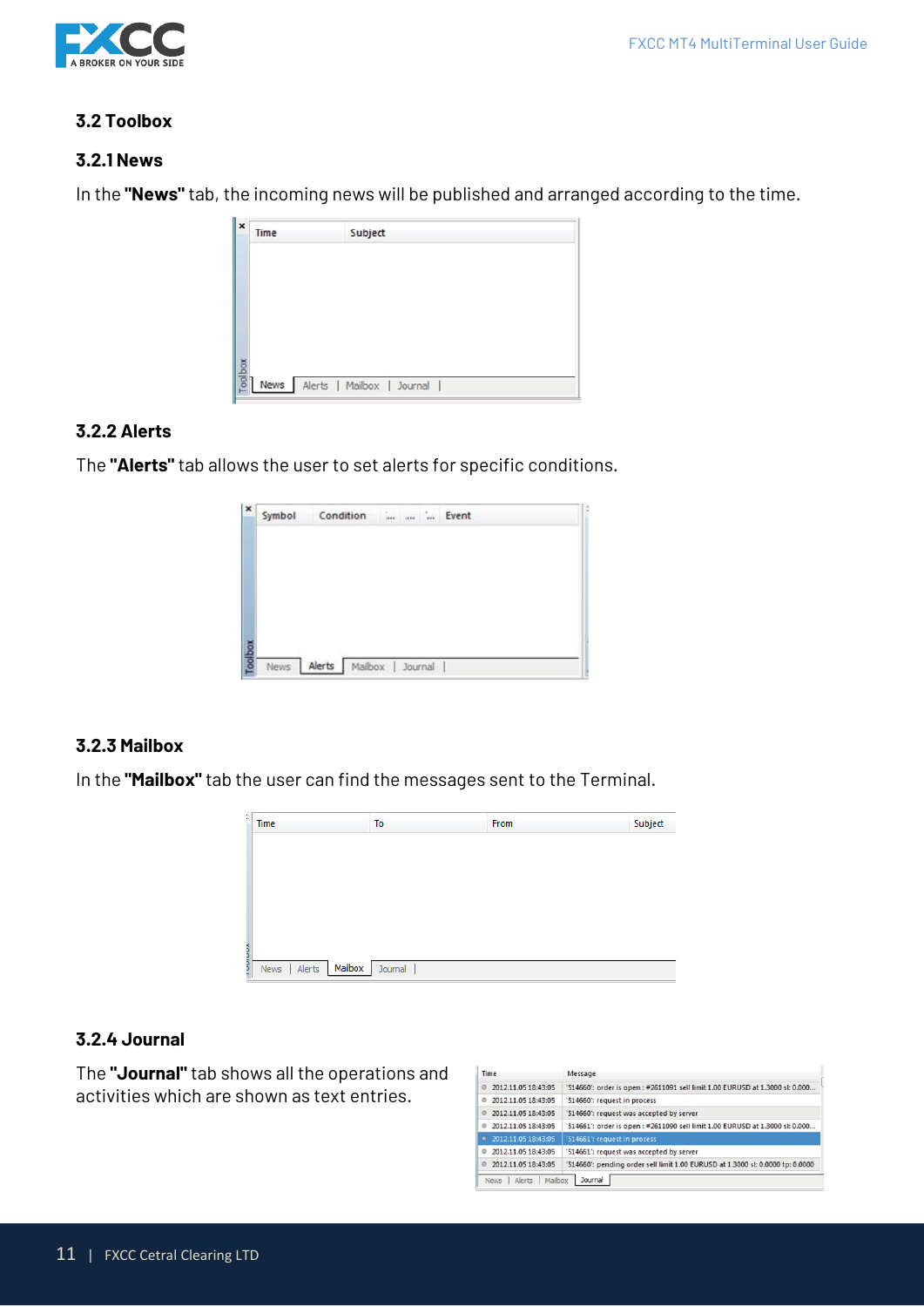### 3.2 Toolbox

#### 3.2.1 News

In the **"News"** tab, the incoming news will be published and arranged according to the time.

#### 3.2.2 Alerts

The **"Alerts"** tab allows the user to set alerts for specific conditions.

#### 3.2.3 Mailbox

In the **"Mailbox"** tab the user can find the messages sent to the Terminal.

#### 3.2.4 Journal

The **"Journal"** tab shows all the operations and activities which are shown as text entries.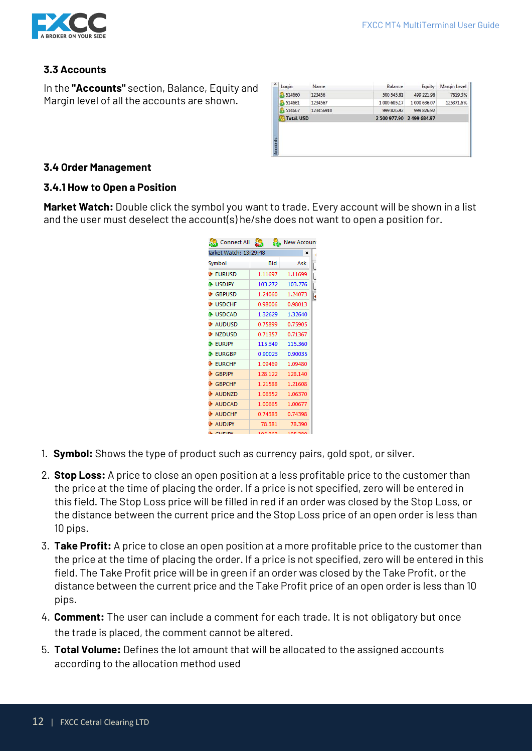### 3.3 Accounts

In the **"Accounts"** section, Balance, Equity and Margin level of all the accounts are shown.

### 3.4 Order Management

### 3.4.1 How to Open a Position

**Market Watch:** Double click the symbol you want to trade. Every account will be shown in a list and the user must deselect the account(s) he/she does not want to open a position for.

1. **Symbol:** Shows the type of product such as currency pairs, gold spot, or silver.
2. **Stop Loss:** A price to close an open position at a less profitable price to the customer than the price at the time of placing the order. If a price is not specified, zero will be entered in this field. The Stop Loss price will be filled in red if an order was closed by the Stop Loss, or the distance between the current price and the Stop Loss price of an open order is less than 10 pips.
3. **Take Profit:** A price to close an open position at a more profitable price to the customer than the price at the time of placing the order. If a price is not specified, zero will be entered in this field. The Take Profit price will be in green if an order was closed by the Take Profit, or the distance between the current price and the Take Profit price of an open order is less than 10 pips.
4. **Comment:** The user can include a comment for each trade. It is not obligatory but once the trade is placed, the comment cannot be altered.
5. **Total Volume:** Defines the lot amount that will be allocated to the assigned accounts according to the allocation method used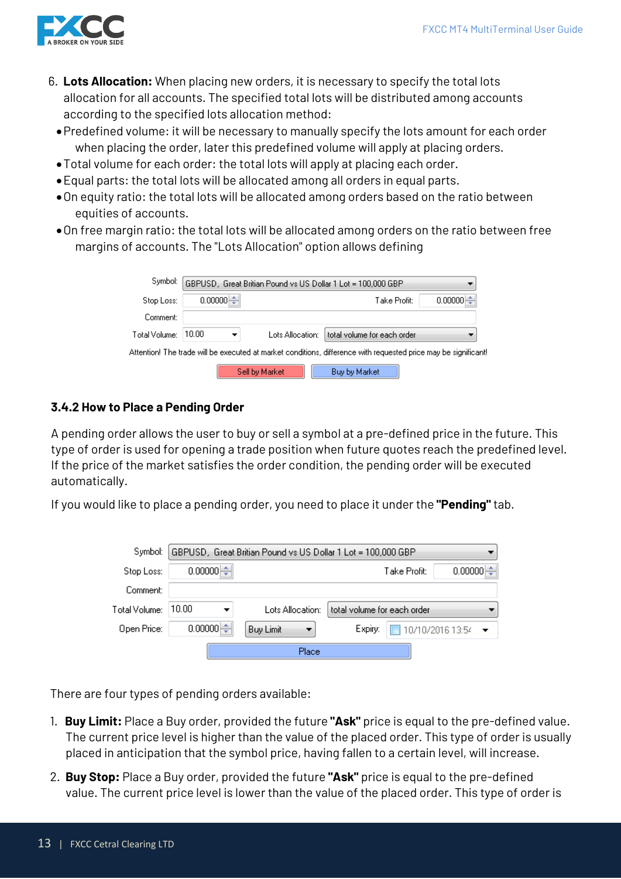6. **Lots Allocation:** When placing new orders, it is necessary to specify the total lots allocation for all accounts. The specified total lots will be distributed among accounts according to the specified lots allocation method:
   - Predefined volume: it will be necessary to manually specify the lots amount for each order when placing the order, later this predefined volume will apply at placing orders.
   - Total volume for each order: the total lots will apply at placing each order.
   - Equal parts: the total lots will be allocated among all orders in equal parts.
   - On equity ratio: the total lots will be allocated among orders based on the ratio between equities of accounts.
   - On free margin ratio: the total lots will be allocated among orders on the ratio between free margins of accounts. The "Lots Allocation" option allows defining

### 3.4.2 How to Place a Pending Order

A pending order allows the user to buy or sell a symbol at a pre-defined price in the future. This type of order is used for opening a trade position when future quotes reach the predefined level. If the price of the market satisfies the order condition, the pending order will be executed automatically.

If you would like to place a pending order, you need to place it under the **"Pending"** tab.

There are four types of pending orders available:

1. **Buy Limit:** Place a Buy order, provided the future **"Ask"** price is equal to the pre-defined value. The current price level is higher than the value of the placed order. This type of order is usually placed in anticipation that the symbol price, having fallen to a certain level, will increase.
2. **Buy Stop:** Place a Buy order, provided the future **"Ask"** price is equal to the pre-defined value. The current price level is lower than the value of the placed order. This type of order is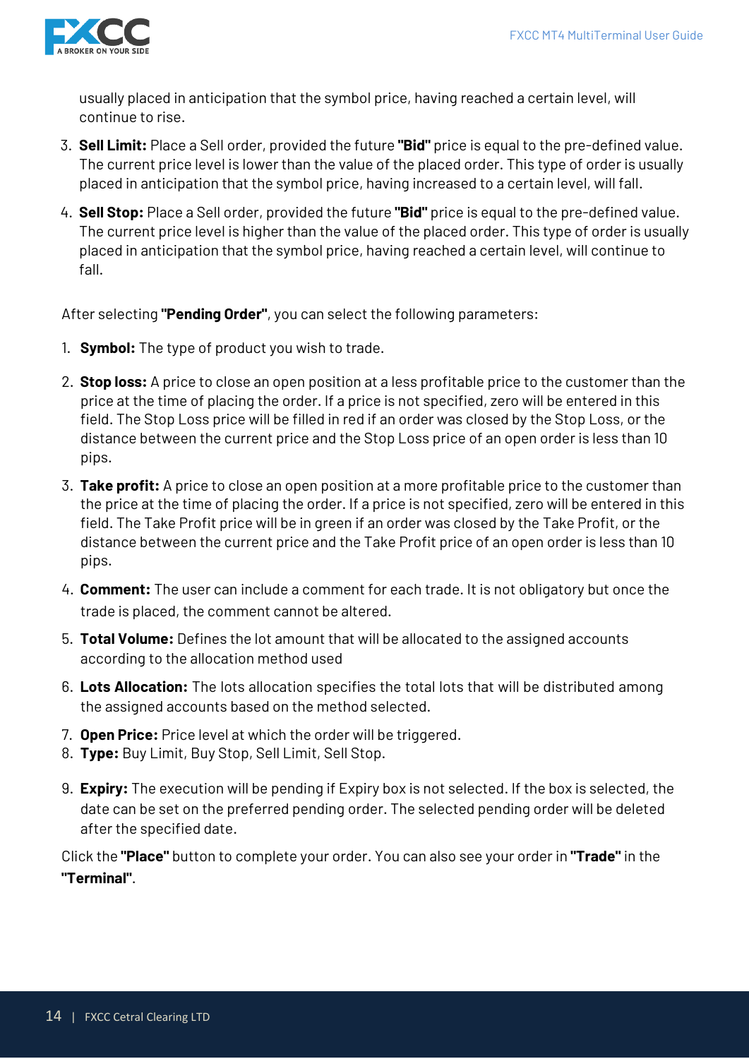usually placed in anticipation that the symbol price, having reached a certain level, will continue to rise.

3. **Sell Limit:** Place a Sell order, provided the future **"Bid"** price is equal to the pre-defined value. The current price level is lower than the value of the placed order. This type of order is usually placed in anticipation that the symbol price, having increased to a certain level, will fall.
4. **Sell Stop:** Place a Sell order, provided the future **"Bid"** price is equal to the pre-defined value. The current price level is higher than the value of the placed order. This type of order is usually placed in anticipation that the symbol price, having reached a certain level, will continue to fall.

After selecting **"Pending Order"**, you can select the following parameters:

1. **Symbol:** The type of product you wish to trade.
2. **Stop loss:** A price to close an open position at a less profitable price to the customer than the price at the time of placing the order. If a price is not specified, zero will be entered in this field. The Stop Loss price will be filled in red if an order was closed by the Stop Loss, or the distance between the current price and the Stop Loss price of an open order is less than 10 pips.
3. **Take profit:** A price to close an open position at a more profitable price to the customer than the price at the time of placing the order. If a price is not specified, zero will be entered in this field. The Take Profit price will be in green if an order was closed by the Take Profit, or the distance between the current price and the Take Profit price of an open order is less than 10 pips.
4. **Comment:** The user can include a comment for each trade. It is not obligatory but once the trade is placed, the comment cannot be altered.
5. **Total Volume:** Defines the lot amount that will be allocated to the assigned accounts according to the allocation method used
6. **Lots Allocation:** The lots allocation specifies the total lots that will be distributed among the assigned accounts based on the method selected.
7. **Open Price:** Price level at which the order will be triggered.
8. **Type:** Buy Limit, Buy Stop, Sell Limit, Sell Stop.
9. **Expiry:** The execution will be pending if Expiry box is not selected. If the box is selected, the date can be set on the preferred pending order. The selected pending order will be deleted after the specified date.

Click the **"Place"** button to complete your order. You can also see your order in **"Trade"** in the **"Terminal"**.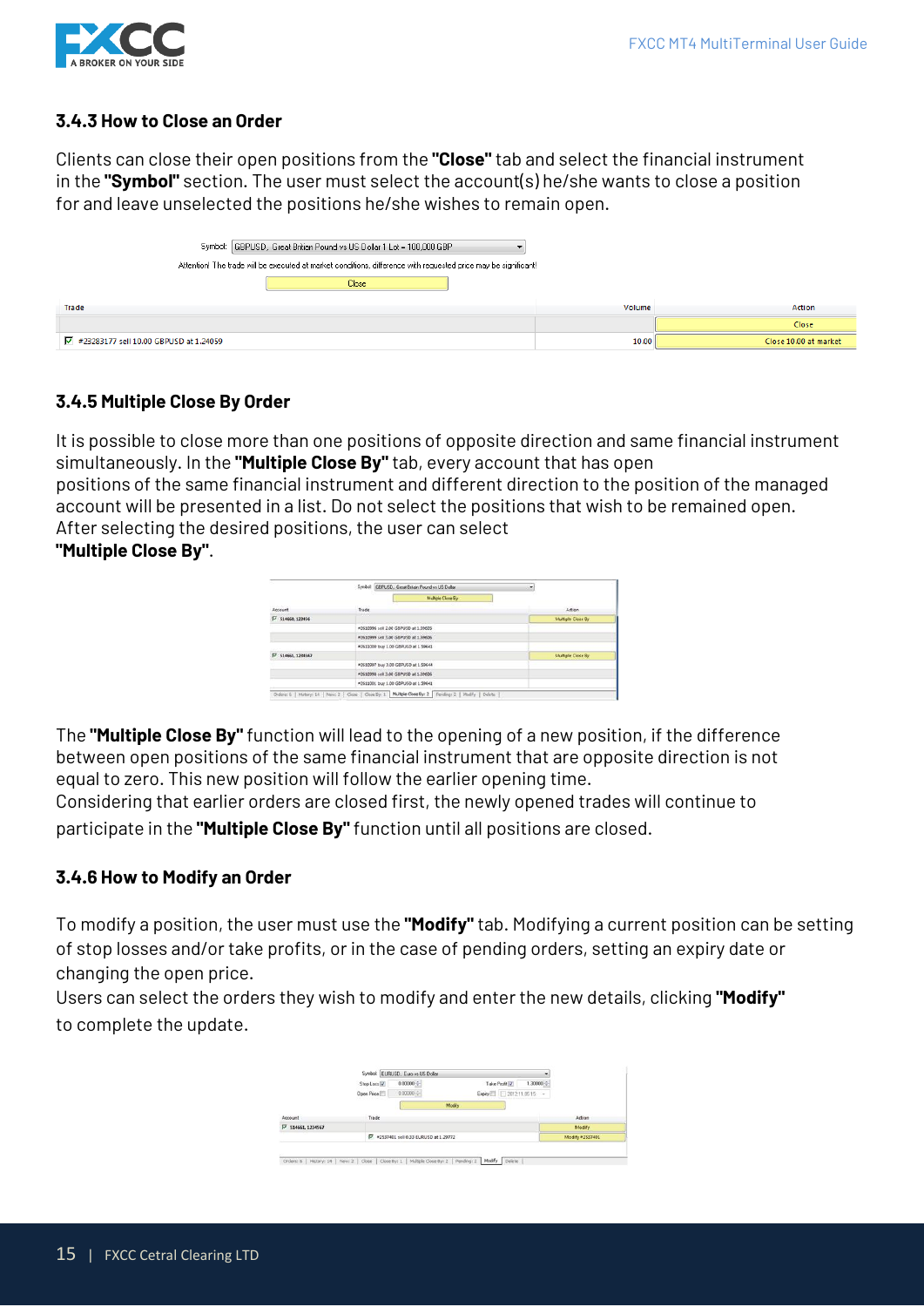### 3.4.3 How to Close an Order

Clients can close their open positions from the **"Close"** tab and select the financial instrument in the **"Symbol"** section. The user must select the account(s) he/she wants to close a position for and leave unselected the positions he/she wishes to remain open.

### 3.4.5 Multiple Close By Order

It is possible to close more than one positions of opposite direction and same financial instrument simultaneously. In the **"Multiple Close By"** tab, every account that has open positions of the same financial instrument and different direction to the position of the managed account will be presented in a list. Do not select the positions that wish to be remained open. After selecting the desired positions, the user can select **"Multiple Close By"**.

The **"Multiple Close By"** function will lead to the opening of a new position, if the difference between open positions of the same financial instrument that are opposite direction is not equal to zero. This new position will follow the earlier opening time.
Considering that earlier orders are closed first, the newly opened trades will continue to participate in the **"Multiple Close By"** function until all positions are closed.

### 3.4.6 How to Modify an Order

To modify a position, the user must use the **"Modify"** tab. Modifying a current position can be setting of stop losses and/or take profits, or in the case of pending orders, setting an expiry date or changing the open price.
Users can select the orders they wish to modify and enter the new details, clicking **"Modify"** to complete the update.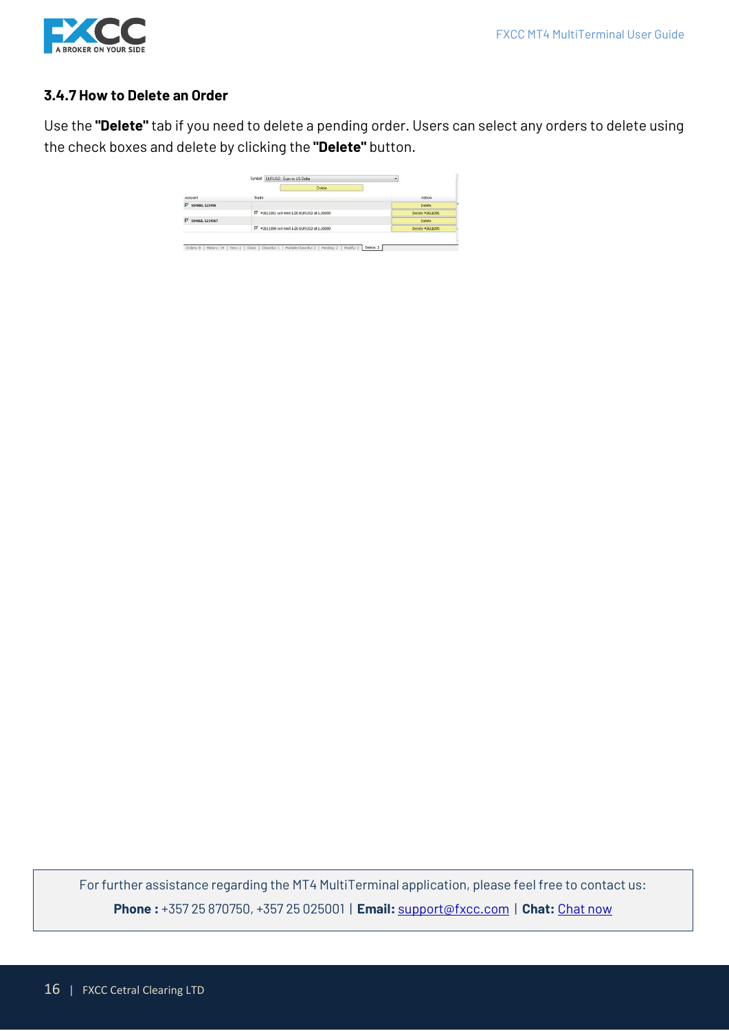### 3.4.7 How to Delete an Order

Use the **"Delete"** tab if you need to delete a pending order. Users can select any orders to delete using the check boxes and delete by clicking the **"Delete"** button.

For further assistance regarding the MT4 MultiTerminal application, please feel free to contact us:

**Phone :** +357 25 870750, +357 25 025001 | **Email:** support@fxcc.com | **Chat:** Chat now